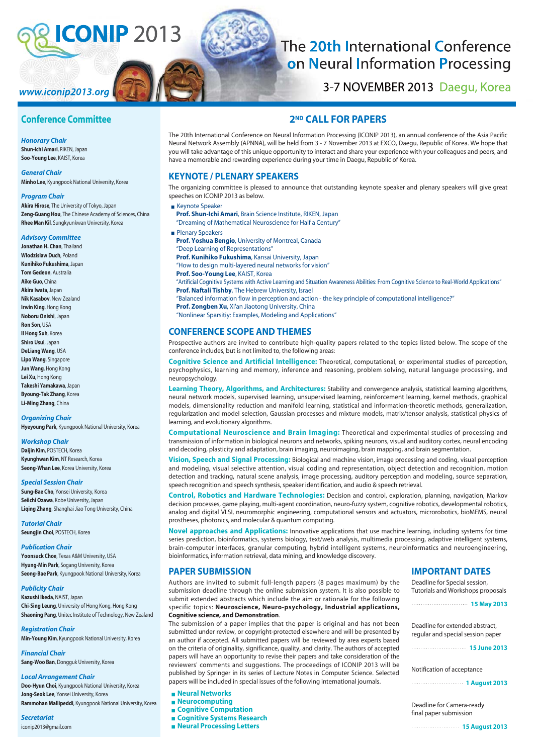# ICONIP 2013

www.iconip2013.org

# The 20th International Conference on Neural Information Processing

3-7 NOVEMBER 2013 Daegu, Korea

## 2ND CALL FOR PAPERS

The 20th International Conference on Neural Information Processing (ICONIP 2013), an annual conference of the Asia Pacific Neural Network Assembly (APNNA), will be held from 3 - 7 November 2013 at EXCO, Daegu, Republic of Korea. We hope that you will take advantage of this unique opportunity to interact and share your experience with your colleagues and peers, and have a memorable and rewarding experience during your time in Daegu, Republic of Korea.

## KEYNOTE / PLENARY SPEAKERS

The organizing committee is pleased to announce that outstanding keynote speaker and plenary speakers will give great speeches on ICONIP 2013 as below.

- Keynote Speaker
  **Prof. Shun-Ichi Amari**, Brain Science Institute, RIKEN, Japan
  "Dreaming of Mathematical Neuroscience for Half a Century"
- Plenary Speakers
  **Prof. Yoshua Bengio**, University of Montreal, Canada
  "Deep Learning of Representations"
  **Prof. Kunihiko Fukushima**, Kansai University, Japan
  "How to design multi-layered neural networks for vision"
  **Prof. Soo-Young Lee**, KAIST, Korea
  "Artificial Cognitive Systems with Active Learning and Situation Awareness Abilities: From Cognitive Science to Real-World Applications"
  **Prof. Naftali Tishby**, The Hebrew University, Israel
  "Balanced information flow in perception and action - the key principle of computational intelligence?"
  **Prof. Zongben Xu**, Xi'an Jiaotong University, China
  "Nonlinear Sparsitiy: Examples, Modeling and Applications"

## CONFERENCE SCOPE AND THEMES

Prospective authors are invited to contribute high-quality papers related to the topics listed below. The scope of the conference includes, but is not limited to, the following areas:

**Cognitive Science and Artificial Intelligence:** Theoretical, computational, or experimental studies of perception, psychophysics, learning and memory, inference and reasoning, problem solving, natural language processing, and neuropsychology.

**Learning Theory, Algorithms, and Architectures:** Stability and convergence analysis, statistical learning algorithms, neural network models, supervised learning, unsupervised learning, reinforcement learning, kernel methods, graphical models, dimensionality reduction and manifold learning, statistical and information-theoretic methods, generalization, regularization and model selection, Gaussian processes and mixture models, matrix/tensor analysis, statistical physics of learning, and evolutionary algorithms.

**Computational Neuroscience and Brain Imaging:** Theoretical and experimental studies of processing and transmission of information in biological neurons and networks, spiking neurons, visual and auditory cortex, neural encoding and decoding, plasticity and adaptation, brain imaging, neuroimaging, brain mapping, and brain segmentation.

**Vision, Speech and Signal Processing:** Biological and machine vision, image processing and coding, visual perception and modeling, visual selective attention, visual coding and representation, object detection and recognition, motion detection and tracking, natural scene analysis, image processing, auditory perception and modeling, source separation, speech recognition and speech synthesis, speaker identification, and audio & speech retrieval.

**Control, Robotics and Hardware Technologies:** Decision and control, exploration, planning, navigation, Markov decision processes, game playing, multi-agent coordination, neuro-fuzzy system, cognitive robotics, developmental robotics, analog and digital VLSI, neuromorphic engineering, computational sensors and actuators, microrobotics, bioMEMS, neural prostheses, photonics, and molecular & quantum computing.

**Novel approaches and Applications:** Innovative applications that use machine learning, including systems for time series prediction, bioinformatics, systems biology, text/web analysis, multimedia processing, adaptive intelligent systems, brain-computer interfaces, granular computing, hybrid intelligent systems, neuroinformatics and neuroengineering, bioinformatics, information retrieval, data mining, and knowledge discovery.

## PAPER SUBMISSION

Authors are invited to submit full-length papers (8 pages maximum) by the submission deadline through the online submission system. It is also possible to submit extended abstracts which include the aim or rationale for the following specific topics: **Neuroscience, Neuro-psychology, Industrial applications, Cognitive science, and Demonstration**.

The submission of a paper implies that the paper is original and has not been submitted under review, or copyright-protected elsewhere and will be presented by an author if accepted. All submitted papers will be reviewed by area experts based on the criteria of originality, significance, quality, and clarity. The authors of accepted papers will have an opportunity to revise their papers and take consideration of the reviewers' comments and suggestions. The proceedings of ICONIP 2013 will be published by Springer in its series of Lecture Notes in Computer Science. Selected papers will be included in special issues of the following international journals.

- **Neural Networks**
- **Neurocomputing**
- **Cognitive Computation**
- **Cognitive Systems Research**
- **Neural Processing Letters**

## IMPORTANT DATES

Deadline for Special session, Tutorials and Workshops proposals ........ **15 May 2013**

Deadline for extended abstract, regular and special session paper ........ **15 June 2013**

Notification of acceptance ........ **1 August 2013**

Deadline for Camera-ready final paper submission ........ **15 August 2013**

## Conference Committee

### Honorary Chair
**Shun-ichi Amari**, RIKEN, Japan
**Soo-Young Lee**, KAIST, Korea

### General Chair
**Minho Lee**, Kyungpook National University, Korea

### Program Chair
**Akira Hirose**, The University of Tokyo, Japan
**Zeng-Guang Hou**, The Chinese Academy of Sciences, China
**Rhee Man Kil**, Sungkyunkwan University, Korea

### Advisory Committee
**Jonathan H. Chan**, Thailand
**Wlodzislaw Duch**, Poland
**Kunihiko Fukushima**, Japan
**Tom Gedeon**, Australia
**Aike Guo**, China
**Akira Iwata**, Japan
**Nik Kasabov**, New Zealand
**Irwin King**, Hong Kong
**Noboru Onishi**, Japan
**Ron Son**, USA
**Il Hong Suh**, Korea
**Shiro Usui**, Japan
**DeLiang Wang**, USA
**Lipo Wang**, Singapore
**Jun Wang**, Hong Kong
**Lei Xu**, Hong Kong
**Takeshi Yamakawa**, Japan
**Byoung-Tak Zhang**, Korea
**Li-Ming Zhang**, China

### Organizing Chair
**Hyeyoung Park**, Kyungpook National University, Korea

### Workshop Chair
**Daijin Kim**, POSTECH, Korea
**Kyunghwan Kim**, NT Research, Korea
**Seong-Whan Lee**, Korea University, Korea

### Special Session Chair
**Sung-Bae Cho**, Yonsei University, Korea
**Seiichi Ozawa**, Kobe University, Japan
**Liqing Zhang**, Shanghai Jiao Tong University, China

### Tutorial Chair
**Seungjin Choi**, POSTECH, Korea

### Publication Chair
**Yoonsuck Choe**, Texas A&M University, USA
**Hyung-Min Park**, Sogang University, Korea
**Seong-Bae Park**, Kyungpook National University, Korea

### Publicity Chair
**Kazushi Ikeda**, NAIST, Japan
**Chi-Sing Leung**, University of Hong Kong, Hong Kong
**Shaoning Pang**, Unitec Institute of Technology, New Zealand

### Registration Chair
**Min-Young Kim**, Kyungpook National University, Korea

### Financial Chair
**Sang-Woo Ban**, Dongguk University, Korea

### Local Arrangement Chair
**Doo-Hyun Choi**, Kyungpook National University, Korea
**Jong-Seok Lee**, Yonsei University, Korea
**Rammohan Mallipeddi**, Kyungpook National University, Korea

### Secretariat
iconip2013@gmail.com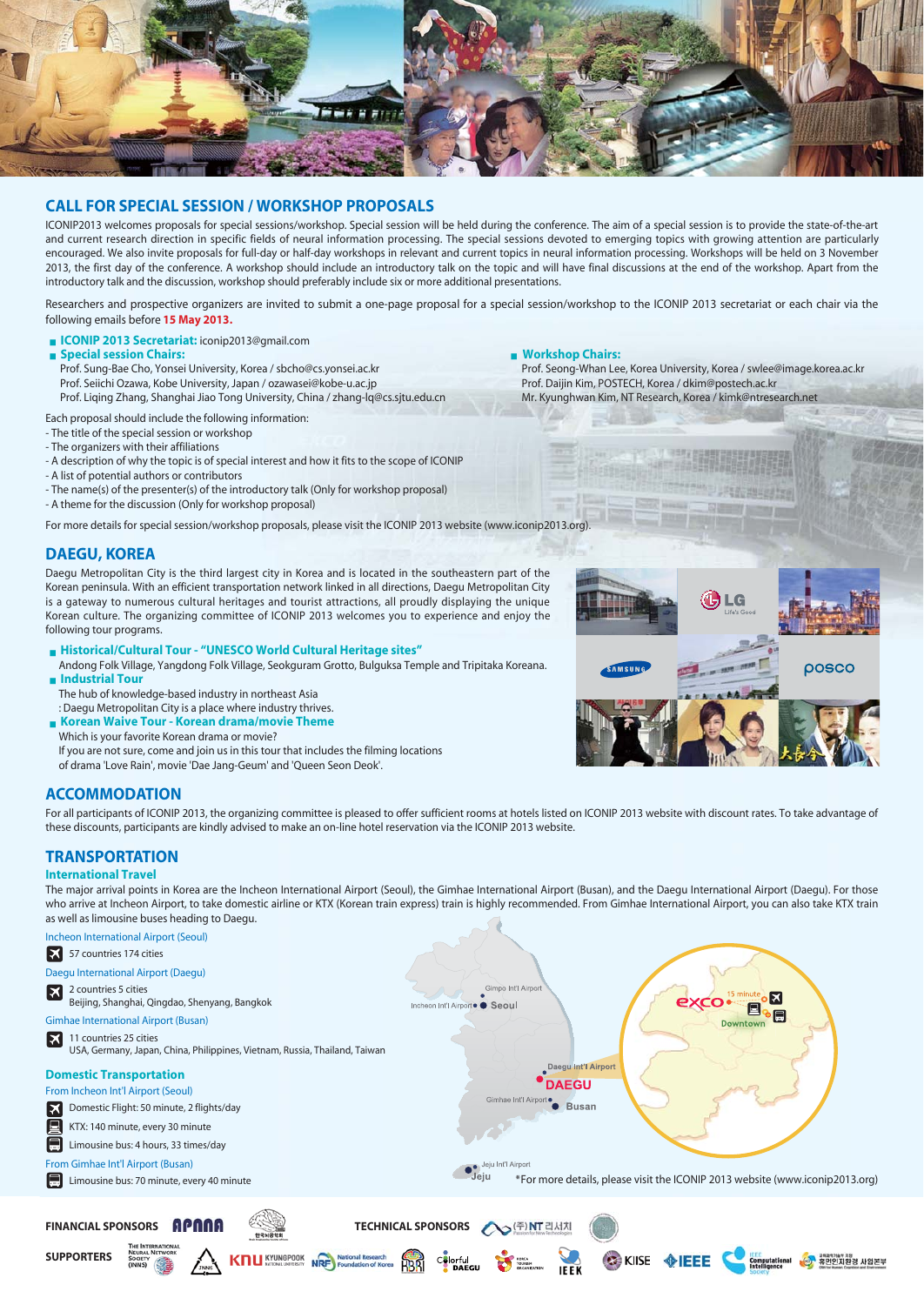## CALL FOR SPECIAL SESSION / WORKSHOP PROPOSALS

ICONIP2013 welcomes proposals for special sessions/workshop. Special session will be held during the conference. The aim of a special session is to provide the state-of-the-art and current research direction in specific fields of neural information processing. The special sessions devoted to emerging topics with growing attention are particularly encouraged. We also invite proposals for full-day or half-day workshops in relevant and current topics in neural information processing. Workshops will be held on 3 November 2013, the first day of the conference. A workshop should include an introductory talk on the topic and will have final discussions at the end of the workshop. Apart from the introductory talk and the discussion, workshop should preferably include six or more additional presentations.

Researchers and prospective organizers are invited to submit a one-page proposal for a special session/workshop to the ICONIP 2013 secretariat or each chair via the following emails before **15 May 2013.**

- **ICONIP 2013 Secretariat:** iconip2013@gmail.com
- **Special session Chairs:**
  Prof. Sung-Bae Cho, Yonsei University, Korea / sbcho@cs.yonsei.ac.kr
  Prof. Seiichi Ozawa, Kobe University, Japan / ozawasei@kobe-u.ac.jp
  Prof. Liqing Zhang, Shanghai Jiao Tong University, China / zhang-lq@cs.sjtu.edu.cn
- **Workshop Chairs:**
  Prof. Seong-Whan Lee, Korea University, Korea / swlee@image.korea.ac.kr
  Prof. Daijin Kim, POSTECH, Korea / dkim@postech.ac.kr
  Mr. Kyunghwan Kim, NT Research, Korea / kimk@ntresearch.net

Each proposal should include the following information:

- The title of the special session or workshop
- The organizers with their affiliations
- A description of why the topic is of special interest and how it fits to the scope of ICONIP
- A list of potential authors or contributors
- The name(s) of the presenter(s) of the introductory talk (Only for workshop proposal)
- A theme for the discussion (Only for workshop proposal)

For more details for special session/workshop proposals, please visit the ICONIP 2013 website (www.iconip2013.org).

## DAEGU, KOREA

Daegu Metropolitan City is the third largest city in Korea and is located in the southeastern part of the Korean peninsula. With an efficient transportation network linked in all directions, Daegu Metropolitan City is a gateway to numerous cultural heritages and tourist attractions, all proudly displaying the unique Korean culture. The organizing committee of ICONIP 2013 welcomes you to experience and enjoy the following tour programs.

- **Historical/Cultural Tour - "UNESCO World Cultural Heritage sites"**
  Andong Folk Village, Yangdong Folk Village, Seokguram Grotto, Bulguksa Temple and Tripitaka Koreana.
- **Industrial Tour**
  The hub of knowledge-based industry in northeast Asia
  : Daegu Metropolitan City is a place where industry thrives.
- **Korean Waive Tour - Korean drama/movie Theme**
  Which is your favorite Korean drama or movie?
  If you are not sure, come and join us in this tour that includes the filming locations of drama 'Love Rain', movie 'Dae Jang-Geum' and 'Queen Seon Deok'.

## ACCOMMODATION

For all participants of ICONIP 2013, the organizing committee is pleased to offer sufficient rooms at hotels listed on ICONIP 2013 website with discount rates. To take advantage of these discounts, participants are kindly advised to make an on-line hotel reservation via the ICONIP 2013 website.

## TRANSPORTATION

### International Travel

The major arrival points in Korea are the Incheon International Airport (Seoul), the Gimhae International Airport (Busan), and the Daegu International Airport (Daegu). For those who arrive at Incheon Airport, to take domestic airline or KTX (Korean train express) train is highly recommended. From Gimhae International Airport, you can also take KTX train as well as limousine buses heading to Daegu.

Incheon International Airport (Seoul)
- 57 countries 174 cities

Daegu International Airport (Daegu)
- 2 countries 5 cities
  Beijing, Shanghai, Qingdao, Shenyang, Bangkok

Gimhae International Airport (Busan)
- 11 countries 25 cities
  USA, Germany, Japan, China, Philippines, Vietnam, Russia, Thailand, Taiwan

### Domestic Transportation

From Incheon Int'l Airport (Seoul)
- Domestic Flight: 50 minute, 2 flights/day
- KTX: 140 minute, every 30 minute
- Limousine bus: 4 hours, 33 times/day

From Gimhae Int'l Airport (Busan)
- Limousine bus: 70 minute, every 40 minute

Gimpo Int'l Airport
Incheon Int'l Airport
Seoul
Daegu Int'l Airport
DAEGU
Gimhae Int'l Airport
Busan
Jeju Int'l Airport
Jeju
exco
15 minute
Downtown

*For more details, please visit the ICONIP 2013 website (www.iconip2013.org)

**FINANCIAL SPONSORS** APNNA, 한국뇌공학회

**TECHNICAL SPONSORS** (주)NT리서치

**SUPPORTERS** The International Neural Network Society (INNS), JNNS, KNU Kyungpook National University, NRF National Research Foundation of Korea, KBRI, Colorful Daegu, Korea Tourism Organization, IEEK, KIISE, IEEE, IEEE Computational Intelligence Society, 휴먼인지환경 사업본부